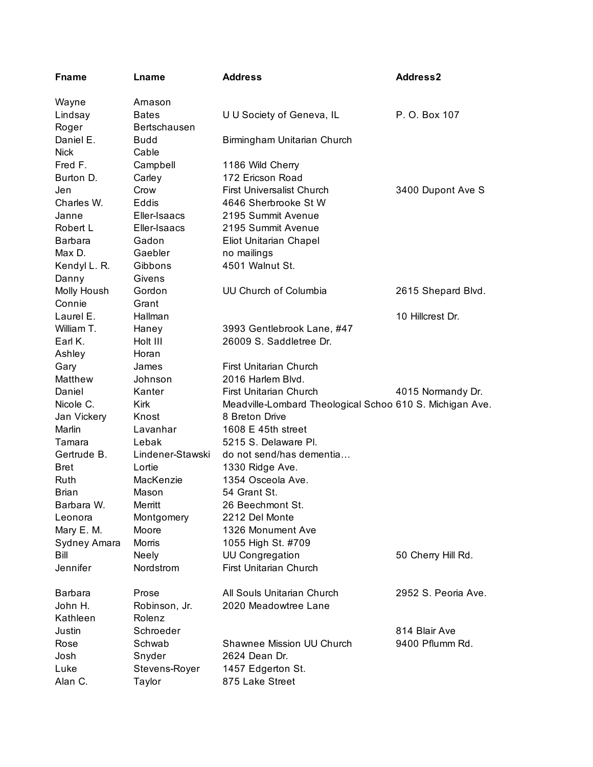| Fname | Lname | Address | Address2 |
|---|---|---|---|
| Wayne | Arnason | | |
| Lindsay | Bates | U U Society of Geneva, IL | P. O. Box 107 |
| Roger | Bertschausen | | |
| Daniel E. | Budd | Birmingham Unitarian Church | |
| Nick | Cable | | |
| Fred F. | Campbell | 1186 Wild Cherry | |
| Burton D. | Carley | 172 Ericson Road | |
| Jen | Crow | First Universalist Church | 3400 Dupont Ave S |
| Charles W. | Eddis | 4646 Sherbrooke St W | |
| Janne | Eller-Isaacs | 2195 Summit Avenue | |
| Robert L | Eller-Isaacs | 2195 Summit Avenue | |
| Barbara | Gadon | Eliot Unitarian Chapel | |
| Max D. | Gaebler | no mailings | |
| Kendyl L. R. | Gibbons | 4501 Walnut St. | |
| Danny | Givens | | |
| Molly Housh | Gordon | UU Church of Columbia | 2615 Shepard Blvd. |
| Connie | Grant | | |
| Laurel E. | Hallman | | 10 Hillcrest Dr. |
| William T. | Haney | 3993 Gentlebrook Lane, #47 | |
| Earl K. | Holt III | 26009 S. Saddletree Dr. | |
| Ashley | Horan | | |
| Gary | James | First Unitarian Church | |
| Matthew | Johnson | 2016 Harlem Blvd. | |
| Daniel | Kanter | First Unitarian Church | 4015 Normandy Dr. |
| Nicole C. | Kirk | Meadville-Lombard Theological Schoo | 610 S. Michigan Ave. |
| Jan Vickery | Knost | 8 Breton Drive | |
| Marlin | Lavanhar | 1608 E 45th street | |
| Tamara | Lebak | 5215 S. Delaware Pl. | |
| Gertrude B. | Lindener-Stawski | do not send/has dementia… | |
| Bret | Lortie | 1330 Ridge Ave. | |
| Ruth | MacKenzie | 1354 Osceola Ave. | |
| Brian | Mason | 54 Grant St. | |
| Barbara W. | Merritt | 26 Beechmont St. | |
| Leonora | Montgomery | 2212 Del Monte | |
| Mary E. M. | Moore | 1326 Monument Ave | |
| Sydney Amara | Morris | 1055 High St. #709 | |
| Bill | Neely | UU Congregation | 50 Cherry Hill Rd. |
| Jennifer | Nordstrom | First Unitarian Church | |
| Barbara | Prose | All Souls Unitarian Church | 2952 S. Peoria Ave. |
| John H. | Robinson, Jr. | 2020 Meadowtree Lane | |
| Kathleen | Rolenz | | |
| Justin | Schroeder | | 814 Blair Ave |
| Rose | Schwab | Shawnee Mission UU Church | 9400 Pflumm Rd. |
| Josh | Snyder | 2624 Dean Dr. | |
| Luke | Stevens-Royer | 1457 Edgerton St. | |
| Alan C. | Taylor | 875 Lake Street | |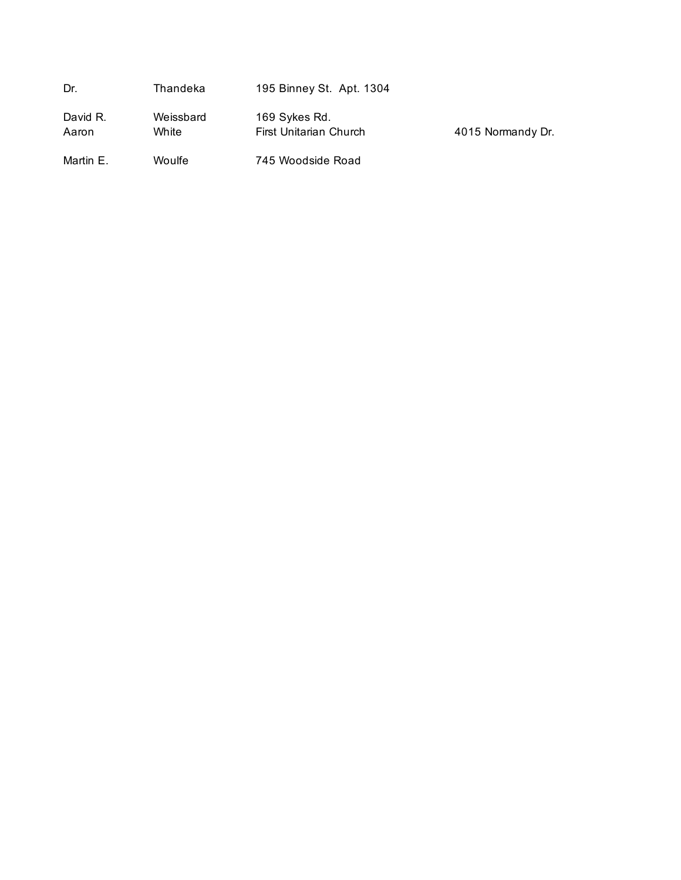| | | | |
|---|---|---|---|
| Dr. | Thandeka | 195 Binney St. Apt. 1304 | |
| David R. | Weissbard | 169 Sykes Rd. | |
| Aaron | White | First Unitarian Church | 4015 Normandy Dr. |
| Martin E. | Woulfe | 745 Woodside Road | |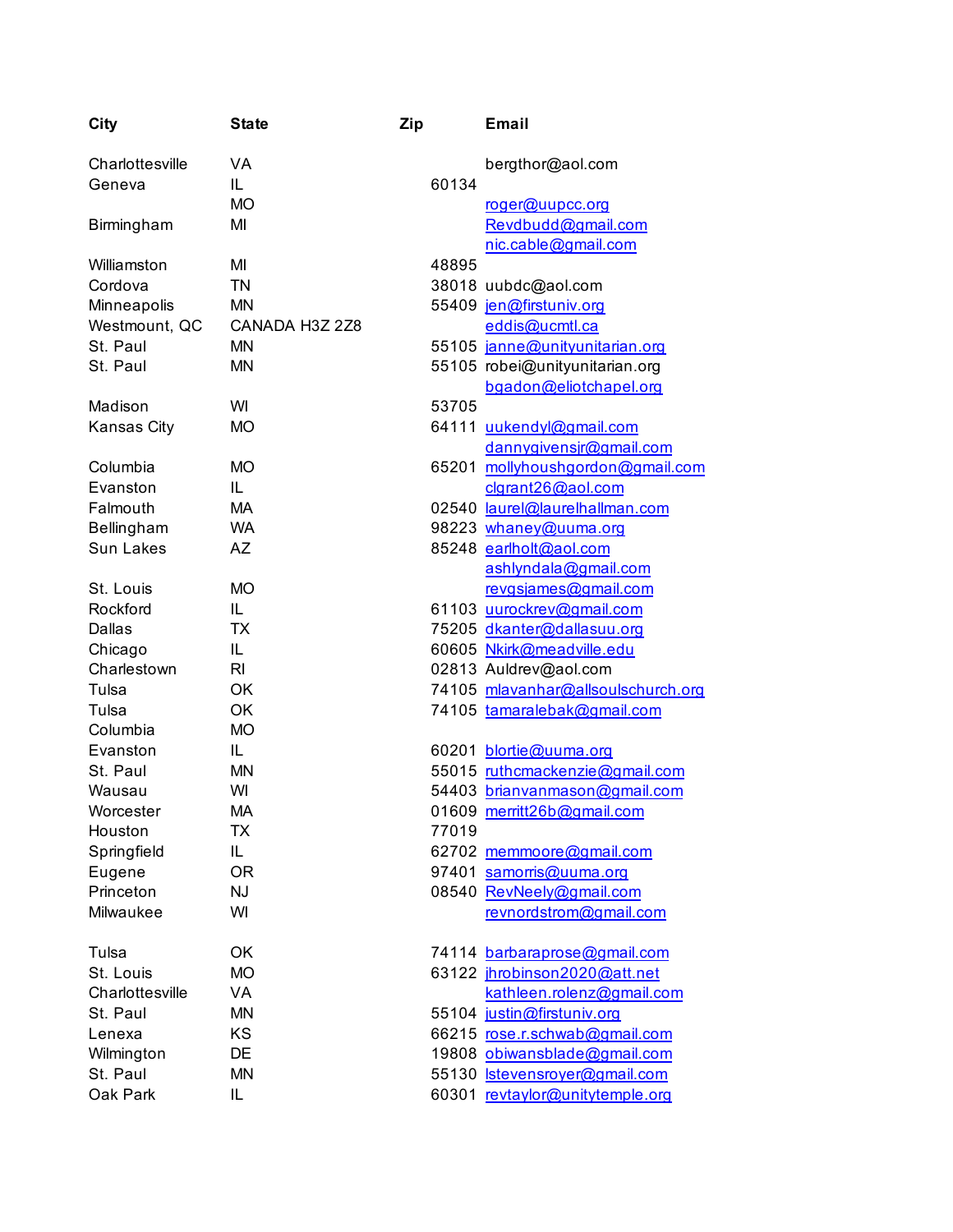| City | State | Zip | Email |
|---|---|---|---|
| Charlottesville | VA | | bergthor@aol.com |
| Geneva | IL | 60134 | |
| | MO | | roger@uupcc.org |
| Birmingham | MI | | Revdbudd@gmail.com |
| | | | nic.cable@gmail.com |
| Williamston | MI | 48895 | |
| Cordova | TN | 38018 | uubdc@aol.com |
| Minneapolis | MN | 55409 | jen@firstuniv.org |
| Westmount, QC | CANADA H3Z 2Z8 | | eddis@ucmtl.ca |
| St. Paul | MN | 55105 | janne@unityunitarian.org |
| St. Paul | MN | 55105 | robei@unityunitarian.org |
| | | | bgadon@eliotchapel.org |
| Madison | WI | 53705 | |
| Kansas City | MO | 64111 | uukendyl@gmail.com |
| | | | dannygivensjr@gmail.com |
| Columbia | MO | 65201 | mollyhoushgordon@gmail.com |
| Evanston | IL | | clgrant26@aol.com |
| Falmouth | MA | 02540 | laurel@laurelhallman.com |
| Bellingham | WA | 98223 | whaney@uuma.org |
| Sun Lakes | AZ | 85248 | earlholt@aol.com |
| | | | ashlyndala@gmail.com |
| St. Louis | MO | | revgsjames@gmail.com |
| Rockford | IL | 61103 | uurockrev@gmail.com |
| Dallas | TX | 75205 | dkanter@dallasuu.org |
| Chicago | IL | 60605 | Nkirk@meadville.edu |
| Charlestown | RI | 02813 | Auldrev@aol.com |
| Tulsa | OK | 74105 | mlavanhar@allsoulschurch.org |
| Tulsa | OK | 74105 | tamaralebak@gmail.com |
| Columbia | MO | | |
| Evanston | IL | 60201 | blortie@uuma.org |
| St. Paul | MN | 55015 | ruthcmackenzie@gmail.com |
| Wausau | WI | 54403 | brianvanmason@gmail.com |
| Worcester | MA | 01609 | merritt26b@gmail.com |
| Houston | TX | 77019 | |
| Springfield | IL | 62702 | memmoore@gmail.com |
| Eugene | OR | 97401 | samorris@uuma.org |
| Princeton | NJ | 08540 | RevNeely@gmail.com |
| Milwaukee | WI | | revnordstrom@gmail.com |
| Tulsa | OK | 74114 | barbaraprose@gmail.com |
| St. Louis | MO | 63122 | jhrobinson2020@att.net |
| Charlottesville | VA | | kathleen.rolenz@gmail.com |
| St. Paul | MN | 55104 | justin@firstuniv.org |
| Lenexa | KS | 66215 | rose.r.schwab@gmail.com |
| Wilmington | DE | 19808 | obiwansblade@gmail.com |
| St. Paul | MN | 55130 | lstevensroyer@gmail.com |
| Oak Park | IL | 60301 | revtaylor@unitytemple.org |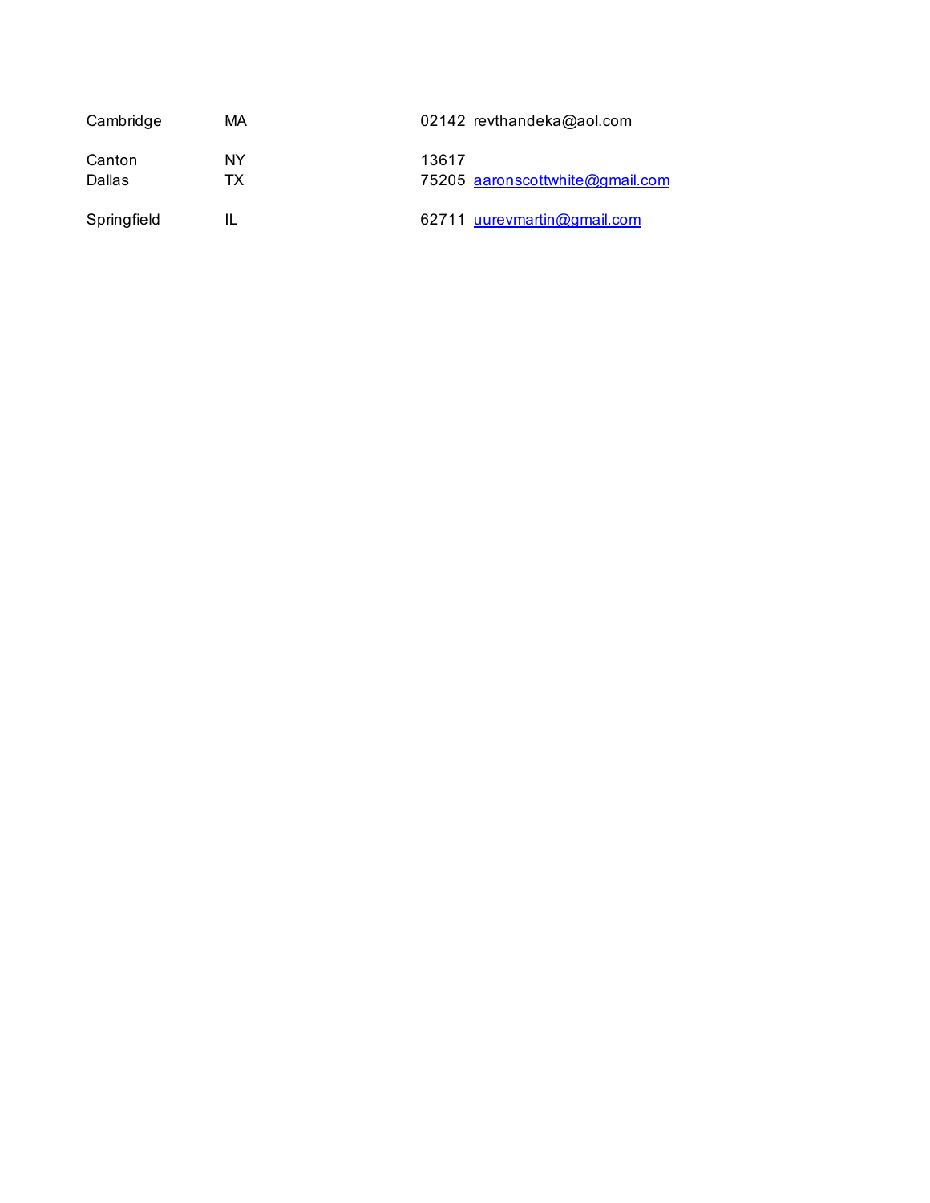| | | | |
|---|---|---|---|
| Cambridge | MA | 02142 | revthandeka@aol.com |
| Canton | NY | 13617 | |
| Dallas | TX | 75205 | aaronscottwhite@gmail.com |
| Springfield | IL | 62711 | uurevmartin@gmail.com |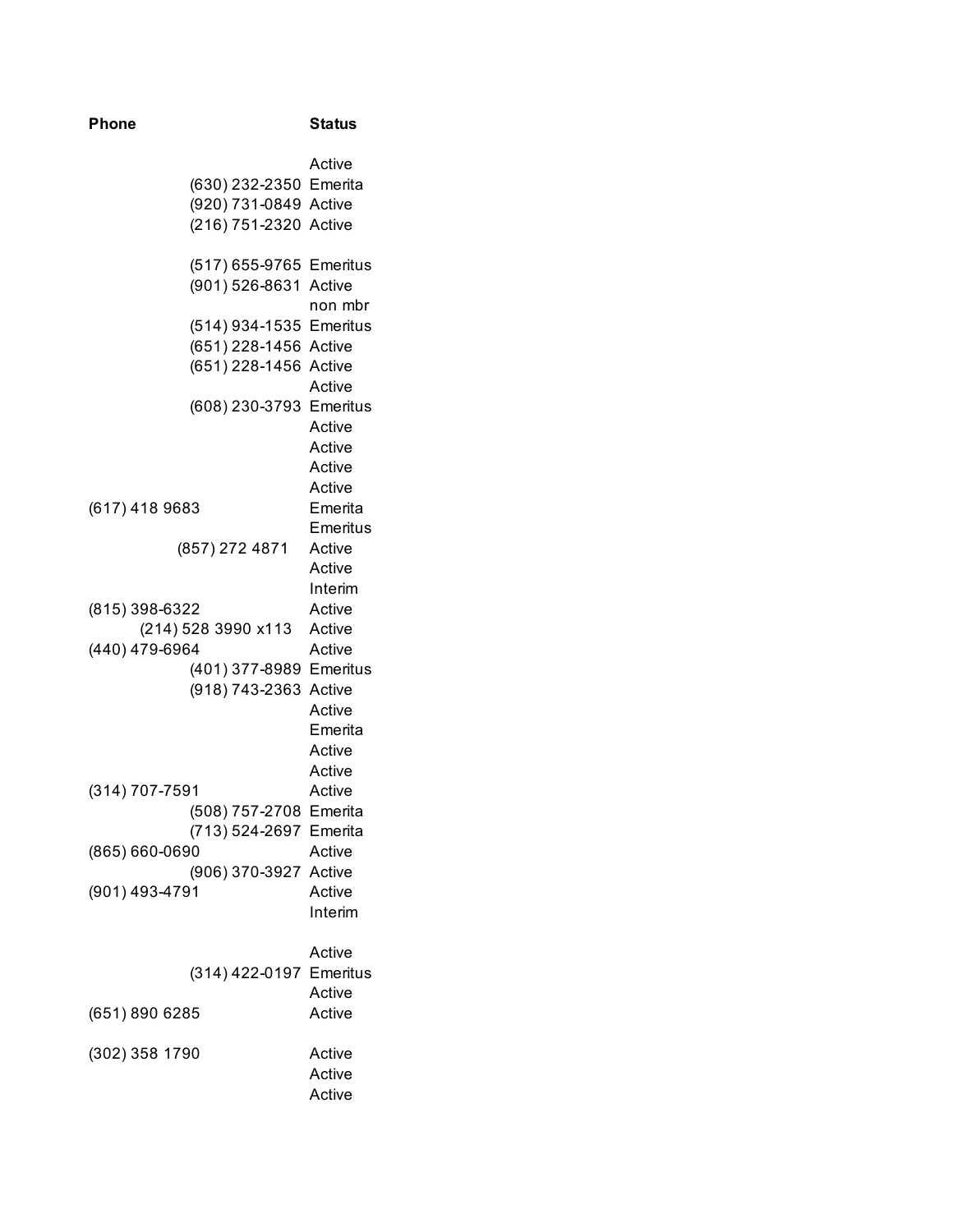| Phone | Status |
|---|---|
| | Active |
| (630) 232-2350 | Emerita |
| (920) 731-0849 | Active |
| (216) 751-2320 | Active |
| | |
| (517) 655-9765 | Emeritus |
| (901) 526-8631 | Active |
| | non mbr |
| (514) 934-1535 | Emeritus |
| (651) 228-1456 | Active |
| (651) 228-1456 | Active |
| | Active |
| (608) 230-3793 | Emeritus |
| | Active |
| | Active |
| | Active |
| | Active |
| (617) 418 9683 | Emerita |
| | Emeritus |
| (857) 272 4871 | Active |
| | Active |
| | Interim |
| (815) 398-6322 | Active |
| (214) 528 3990 x113 | Active |
| (440) 479-6964 | Active |
| (401) 377-8989 | Emeritus |
| (918) 743-2363 | Active |
| | Active |
| | Emerita |
| | Active |
| | Active |
| (314) 707-7591 | Active |
| (508) 757-2708 | Emerita |
| (713) 524-2697 | Emerita |
| (865) 660-0690 | Active |
| (906) 370-3927 | Active |
| (901) 493-4791 | Active |
| | Interim |
| | |
| | Active |
| (314) 422-0197 | Emeritus |
| | Active |
| (651) 890 6285 | Active |
| | |
| (302) 358 1790 | Active |
| | Active |
| | Active |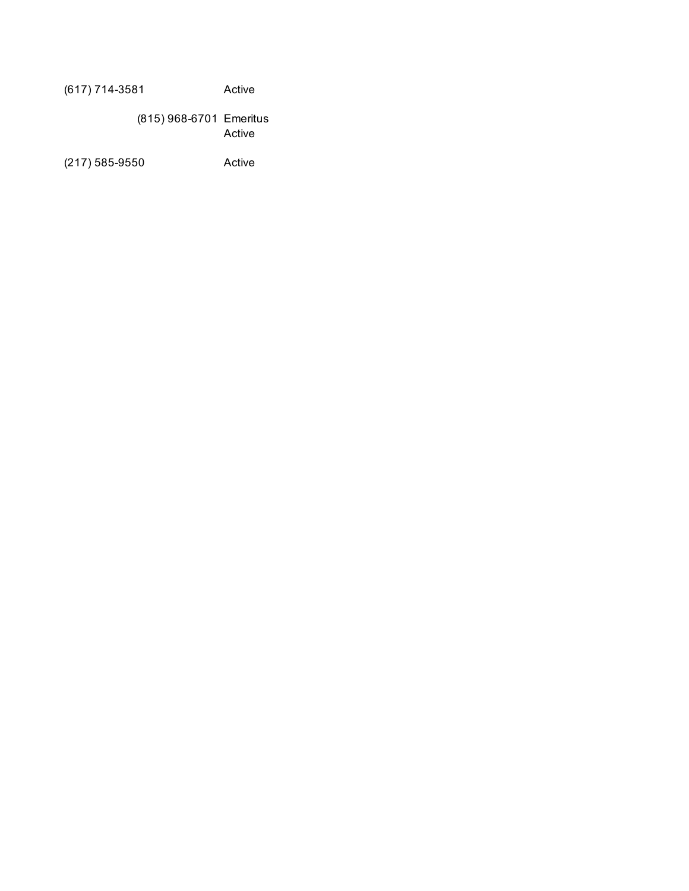| | | |
|---|---|---|
| (617) 714-3581 | | Active |
| | (815) 968-6701 | Emeritus Active |
| (217) 585-9550 | | Active |